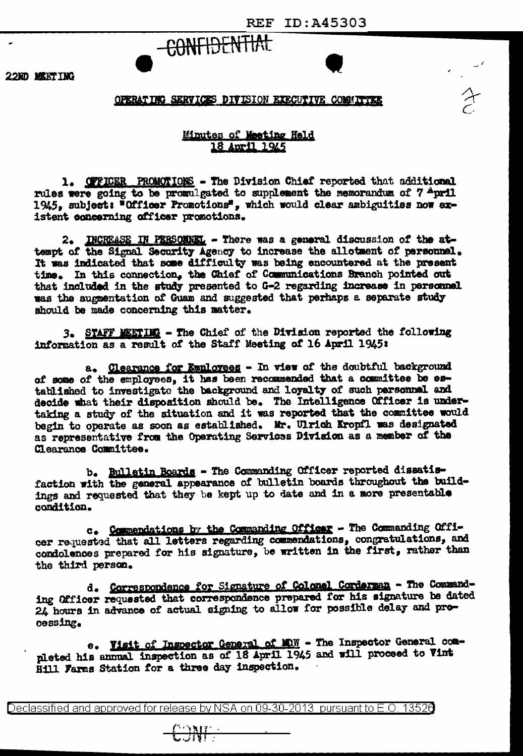REF ID:A45303

CONFIDENTIAL

22ND MEETING

OPERATING SERVICES DIVISION EXECUTIVE COMMITTEE

Minutes of Meeting Held
18 April 1945

1. OFFICER PROMOTIONS - The Division Chief reported that additional rules were going to be promulgated to supplement the memorandum of 7 April 1945, subject: "Officer Promotions", which would clear ambiguities now existent concerning officer promotions.

2. INCREASE IN PERSONNEL - There was a general discussion of the attempt of the Signal Security Agency to increase the allotment of personnel. It was indicated that some difficulty was being encountered at the present time. In this connection, the Chief of Communications Branch pointed out that included in the study presented to G-2 regarding increase in personnel was the augmentation of Guam and suggested that perhaps a separate study should be made concerning this matter.

3. STAFF MEETING - The Chief of the Division reported the following information as a result of the Staff Meeting of 16 April 1945:

a. Clearance for Employees - In view of the doubtful background of some of the employees, it has been recommended that a committee be established to investigate the background and loyalty of such personnel and decide what their disposition should be. The Intelligence Officer is undertaking a study of the situation and it was reported that the committee would begin to operate as soon as established. Mr. Ulrich Kropfl was designated as representative from the Operating Services Division as a member of the Clearance Committee.

b. Bulletin Boards - The Commanding Officer reported dissatisfaction with the general appearance of bulletin boards throughout the buildings and requested that they be kept up to date and in a more presentable condition.

c. Commendations by the Commanding Officer - The Commanding Officer requested that all letters regarding commendations, congratulations, and condolences prepared for his signature, be written in the first, rather than the third person.

d. Correspondence for Signature of Colonel Corderman - The Commanding Officer requested that correspondence prepared for his signature be dated 24 hours in advance of actual signing to allow for possible delay and processing.

e. Visit of Inspector General of MDW - The Inspector General completed his annual inspection as of 18 April 1945 and will proceed to Vint Hill Farms Station for a three day inspection.

Declassified and approved for release by NSA on 09-30-2013 pursuant to E.O. 13526

CONF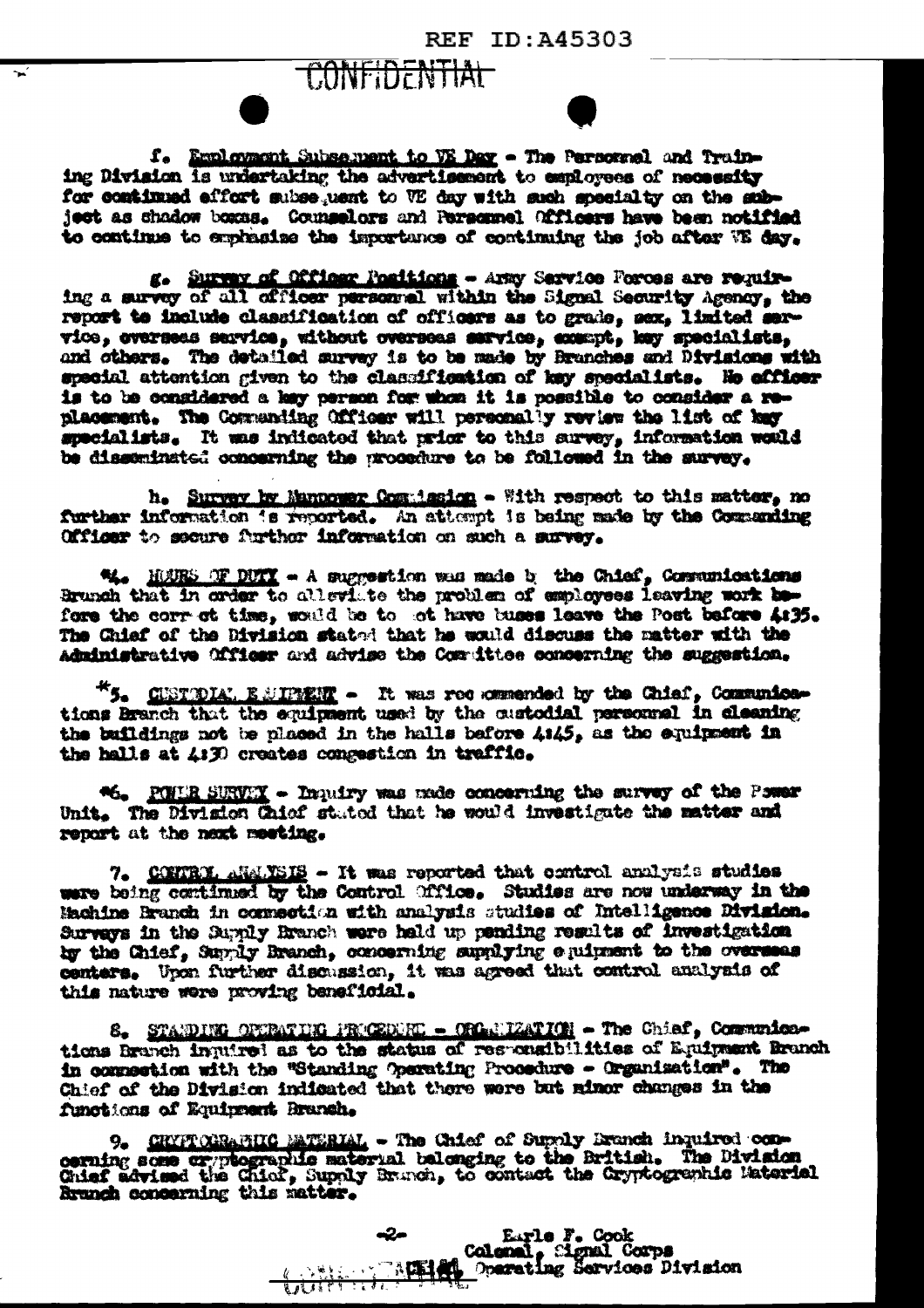REF ID:A45303

CONFIDENTIAL

f. Employment Subsequent to VE Day - The Personnel and Training Division is undertaking the advertisement to employees of necessity for continued effort subsequent to VE day with such specialty on the subject as shadow boxes. Counselors and Personnel Officers have been notified to continue to emphasize the importance of continuing the job after VE day.

g. Survey of Officer Positions - Army Service Forces are requiring a survey of all officer personnel within the Signal Security Agency, the report to include classification of officers as to grade, sex, limited service, overseas service, without overseas service, exempt, key specialists, and others. The detailed survey is to be made by Branches and Divisions with special attention given to the classification of key specialists. No officer is to be considered a key person for whom it is possible to consider a replacement. The Commanding Officer will personally review the list of key specialists. It was indicated that prior to this survey, information would be disseminated concerning the procedure to be followed in the survey.

h. Survey by Manpower Commission - With respect to this matter, no further information is reported. An attempt is being made by the Commanding Officer to secure further information on such a survey.

*4. HOURS OF DUTY - A suggestion was made by the Chief, Communications Branch that in order to alleviate the problem of employees leaving work before the correct time, would be to not have buses leave the Post before 4:35. The Chief of the Division stated that he would discuss the matter with the Administrative Officer and advise the Committee concerning the suggestion.

*5. CUSTODIAL EQUIPMENT - It was recommended by the Chief, Communications Branch that the equipment used by the custodial personnel in cleaning the buildings not be placed in the halls before 4:45, as the equipment in the halls at 4:30 creates congestion in traffic.

*6. POWER SURVEY - Inquiry was made concerning the survey of the Power Unit. The Division Chief stated that he would investigate the matter and report at the next meeting.

7. CONTROL ANALYSIS - It was reported that control analysis studies were being continued by the Control Office. Studies are now underway in the Machine Branch in connection with analysis studies of Intelligence Division. Surveys in the Supply Branch were held up pending results of investigation by the Chief, Supply Branch, concerning supplying equipment to the overseas centers. Upon further discussion, it was agreed that control analysis of this nature were proving beneficial.

8. STANDING OPERATING PROCEDURE - ORGANIZATION - The Chief, Communications Branch inquired as to the status of responsibilities of Equipment Branch in connection with the "Standing Operating Procedure - Organization". The Chief of the Division indicated that there were but minor changes in the functions of Equipment Branch.

9. CRYPTOGRAPHIC MATERIAL - The Chief of Supply Branch inquired concerning some cryptographic material belonging to the British. The Division Chief advised the Chief, Supply Branch, to contact the Cryptographic Material Branch concerning this matter.

Earle F. Cook
Colonel, Signal Corps
Chief, Operating Services Division

CONFIDENTIAL